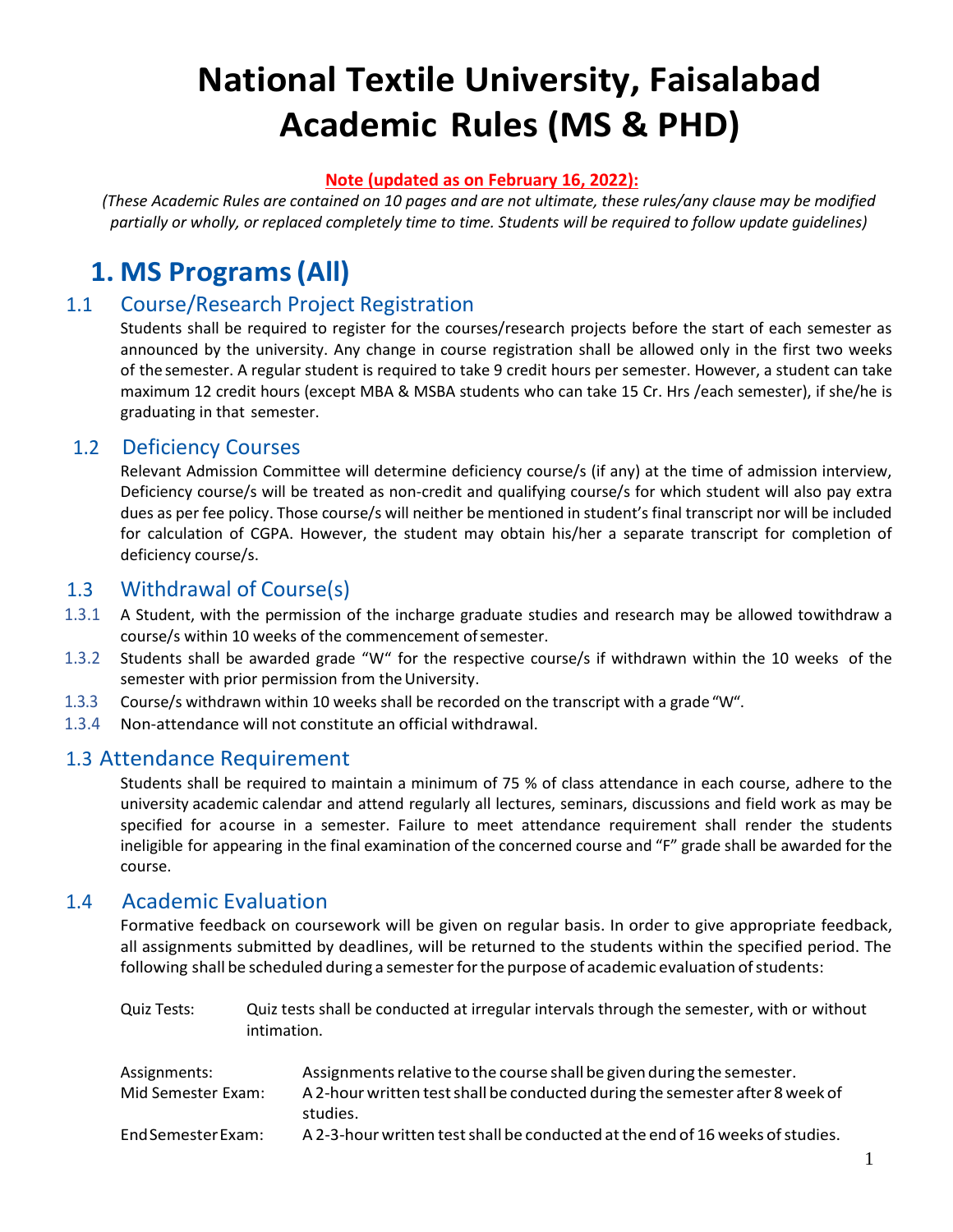# National Textile University, Faisalabad Academic Rules (MS & PHD)

**Note (updated as on February 16, 2022):**

*(These Academic Rules are contained on 10 pages and are not ultimate, these rules/any clause may be modified partially or wholly, or replaced completely time to time. Students will be required to follow update guidelines)*

# 1. MS Programs (All)

## 1.1 Course/Research Project Registration

Students shall be required to register for the courses/research projects before the start of each semester as announced by the university. Any change in course registration shall be allowed only in the first two weeks of the semester. A regular student is required to take 9 credit hours per semester. However, a student can take maximum 12 credit hours (except MBA & MSBA students who can take 15 Cr. Hrs /each semester), if she/he is graduating in that semester.

## 1.2 Deficiency Courses

Relevant Admission Committee will determine deficiency course/s (if any) at the time of admission interview, Deficiency course/s will be treated as non-credit and qualifying course/s for which student will also pay extra dues as per fee policy. Those course/s will neither be mentioned in student's final transcript nor will be included for calculation of CGPA. However, the student may obtain his/her a separate transcript for completion of deficiency course/s.

## 1.3 Withdrawal of Course(s)

1.3.1 A Student, with the permission of the incharge graduate studies and research may be allowed towithdraw a course/s within 10 weeks of the commencement of semester.

1.3.2 Students shall be awarded grade "W" for the respective course/s if withdrawn within the 10 weeks of the semester with prior permission from the University.

1.3.3 Course/s withdrawn within 10 weeks shall be recorded on the transcript with a grade "W".

1.3.4 Non-attendance will not constitute an official withdrawal.

## 1.3 Attendance Requirement

Students shall be required to maintain a minimum of 75 % of class attendance in each course, adhere to the university academic calendar and attend regularly all lectures, seminars, discussions and field work as may be specified for acourse in a semester. Failure to meet attendance requirement shall render the students ineligible for appearing in the final examination of the concerned course and "F" grade shall be awarded for the course.

## 1.4 Academic Evaluation

Formative feedback on coursework will be given on regular basis. In order to give appropriate feedback, all assignments submitted by deadlines, will be returned to the students within the specified period. The following shall be scheduled during a semester for the purpose of academic evaluation of students:

Quiz Tests: Quiz tests shall be conducted at irregular intervals through the semester, with or without intimation.

Assignments: Assignments relative to the course shall be given during the semester.

Mid Semester Exam: A 2-hour written test shall be conducted during the semester after 8 week of studies.

End Semester Exam: A 2-3-hour written test shall be conducted at the end of 16 weeks of studies.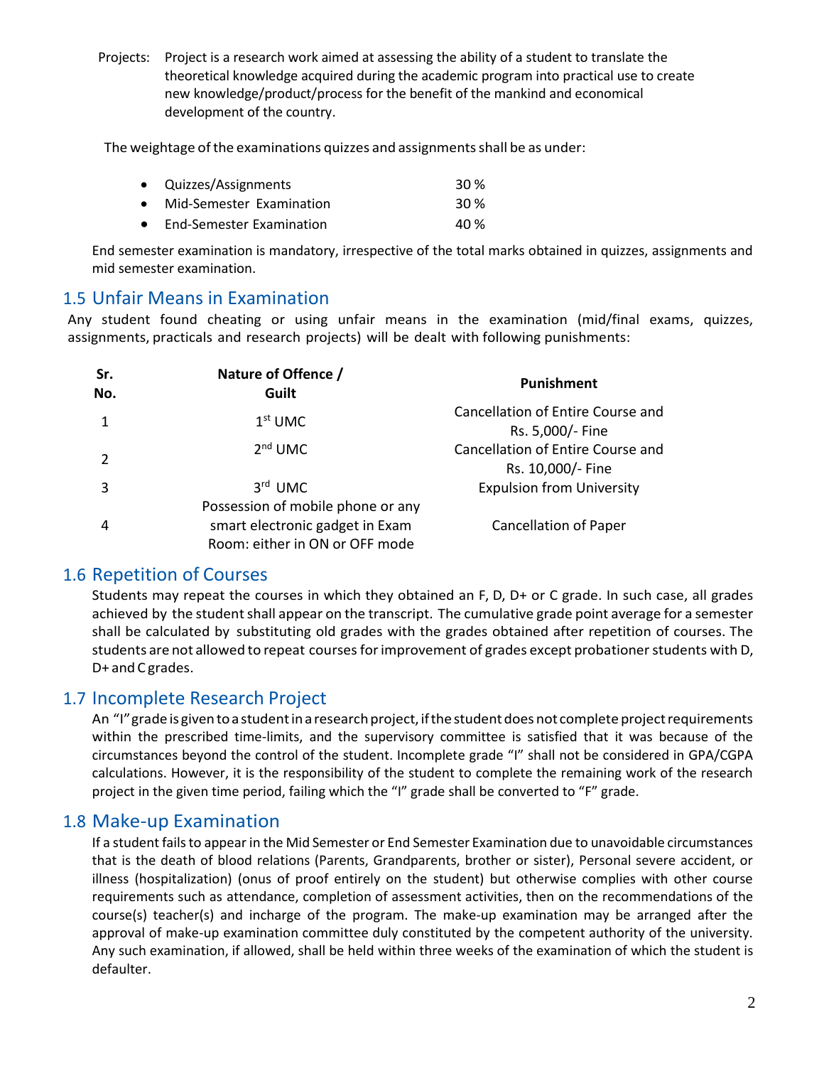Projects: Project is a research work aimed at assessing the ability of a student to translate the theoretical knowledge acquired during the academic program into practical use to create new knowledge/product/process for the benefit of the mankind and economical development of the country.

The weightage of the examinations quizzes and assignments shall be as under:

- Quizzes/Assignments 30 %
- Mid-Semester Examination 30 %
- End-Semester Examination 40 %

End semester examination is mandatory, irrespective of the total marks obtained in quizzes, assignments and mid semester examination.

## 1.5 Unfair Means in Examination

Any student found cheating or using unfair means in the examination (mid/final exams, quizzes, assignments, practicals and research projects) will be dealt with following punishments:

| Sr. No. | Nature of Offence / Guilt | Punishment |
|---|---|---|
| 1 | 1st UMC | Cancellation of Entire Course and Rs. 5,000/- Fine |
| 2 | 2nd UMC | Cancellation of Entire Course and Rs. 10,000/- Fine |
| 3 | 3rd UMC | Expulsion from University |
| 4 | Possession of mobile phone or any smart electronic gadget in Exam Room: either in ON or OFF mode | Cancellation of Paper |

## 1.6 Repetition of Courses

Students may repeat the courses in which they obtained an F, D, D+ or C grade. In such case, all grades achieved by the student shall appear on the transcript. The cumulative grade point average for a semester shall be calculated by substituting old grades with the grades obtained after repetition of courses. The students are not allowed to repeat courses for improvement of grades except probationer students with D, D+ and C grades.

## 1.7 Incomplete Research Project

An "I" grade is given to a student in a research project, if the student does not complete project requirements within the prescribed time-limits, and the supervisory committee is satisfied that it was because of the circumstances beyond the control of the student. Incomplete grade "I" shall not be considered in GPA/CGPA calculations. However, it is the responsibility of the student to complete the remaining work of the research project in the given time period, failing which the "I" grade shall be converted to "F" grade.

## 1.8 Make-up Examination

If a student fails to appear in the Mid Semester or End Semester Examination due to unavoidable circumstances that is the death of blood relations (Parents, Grandparents, brother or sister), Personal severe accident, or illness (hospitalization) (onus of proof entirely on the student) but otherwise complies with other course requirements such as attendance, completion of assessment activities, then on the recommendations of the course(s) teacher(s) and incharge of the program. The make-up examination may be arranged after the approval of make-up examination committee duly constituted by the competent authority of the university. Any such examination, if allowed, shall be held within three weeks of the examination of which the student is defaulter.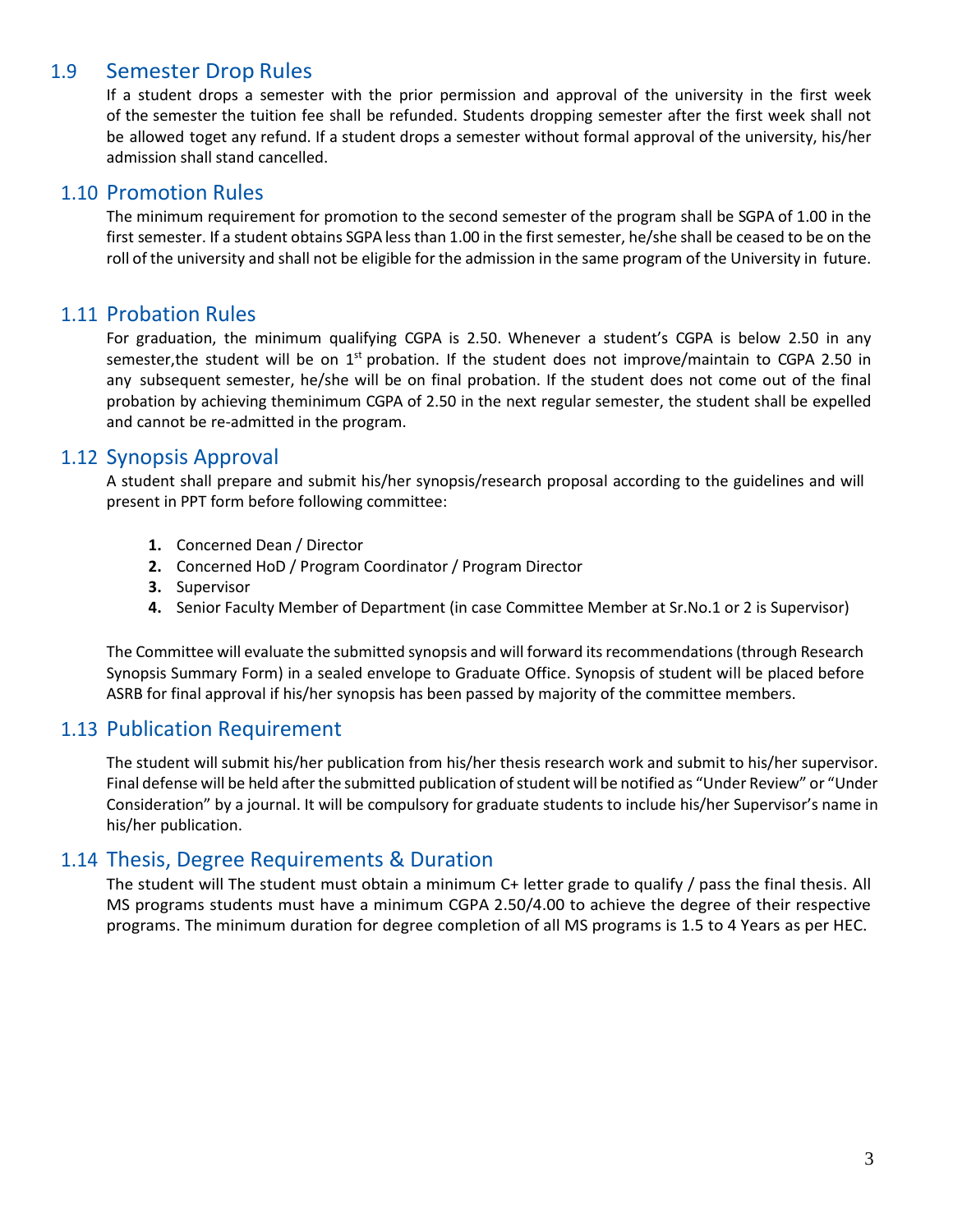## 1.9 Semester Drop Rules

If a student drops a semester with the prior permission and approval of the university in the first week of the semester the tuition fee shall be refunded. Students dropping semester after the first week shall not be allowed toget any refund. If a student drops a semester without formal approval of the university, his/her admission shall stand cancelled.

## 1.10 Promotion Rules

The minimum requirement for promotion to the second semester of the program shall be SGPA of 1.00 in the first semester. If a student obtains SGPA less than 1.00 in the first semester, he/she shall be ceased to be on the roll of the university and shall not be eligible for the admission in the same program of the University in future.

## 1.11 Probation Rules

For graduation, the minimum qualifying CGPA is 2.50. Whenever a student's CGPA is below 2.50 in any semester,the student will be on 1st probation. If the student does not improve/maintain to CGPA 2.50 in any subsequent semester, he/she will be on final probation. If the student does not come out of the final probation by achieving theminimum CGPA of 2.50 in the next regular semester, the student shall be expelled and cannot be re-admitted in the program.

## 1.12 Synopsis Approval

A student shall prepare and submit his/her synopsis/research proposal according to the guidelines and will present in PPT form before following committee:

1. Concerned Dean / Director
2. Concerned HoD / Program Coordinator / Program Director
3. Supervisor
4. Senior Faculty Member of Department (in case Committee Member at Sr.No.1 or 2 is Supervisor)

The Committee will evaluate the submitted synopsis and will forward its recommendations (through Research Synopsis Summary Form) in a sealed envelope to Graduate Office. Synopsis of student will be placed before ASRB for final approval if his/her synopsis has been passed by majority of the committee members.

## 1.13 Publication Requirement

The student will submit his/her publication from his/her thesis research work and submit to his/her supervisor. Final defense will be held after the submitted publication of student will be notified as "Under Review" or "Under Consideration" by a journal. It will be compulsory for graduate students to include his/her Supervisor's name in his/her publication.

## 1.14 Thesis, Degree Requirements & Duration

The student will The student must obtain a minimum C+ letter grade to qualify / pass the final thesis. All MS programs students must have a minimum CGPA 2.50/4.00 to achieve the degree of their respective programs. The minimum duration for degree completion of all MS programs is 1.5 to 4 Years as per HEC.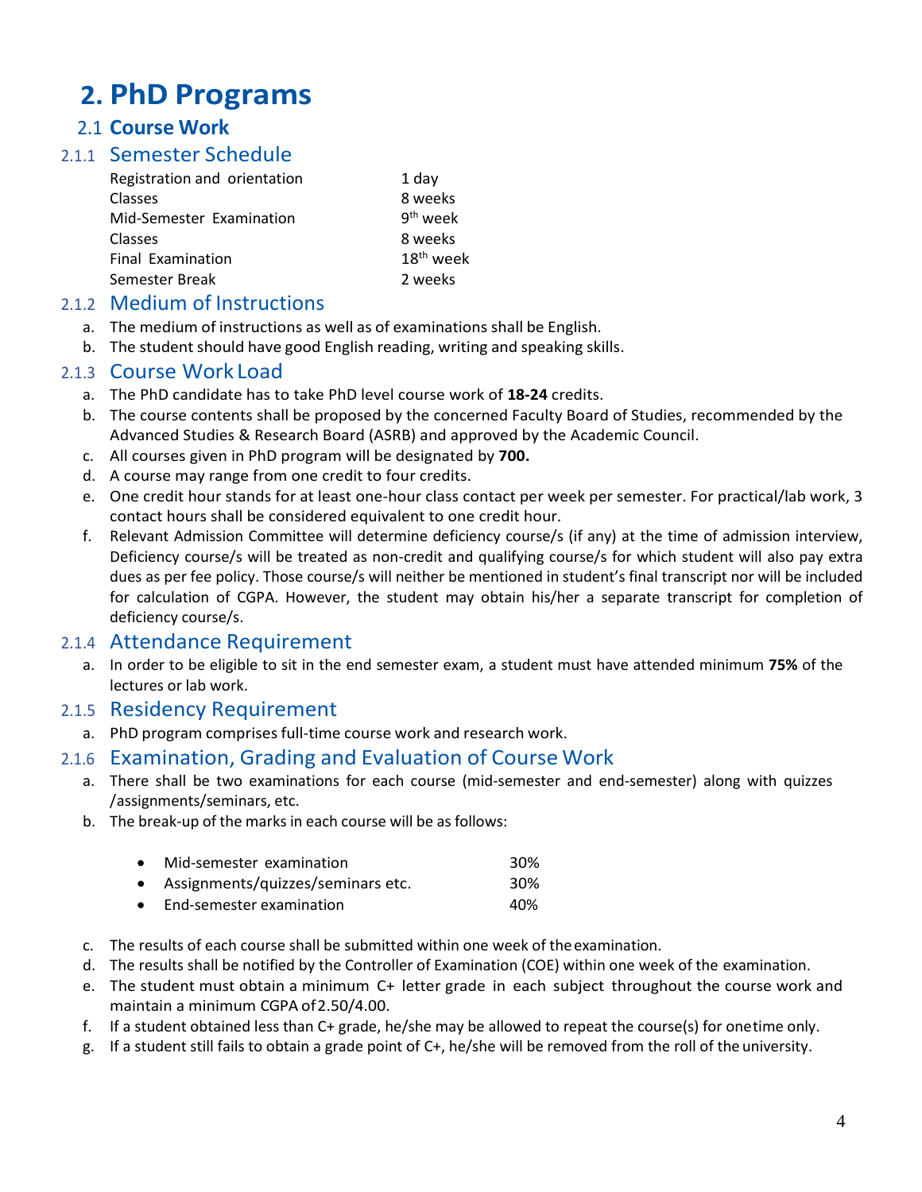# 2. PhD Programs

## 2.1 Course Work

### 2.1.1 Semester Schedule

| | |
|---|---|
| Registration and orientation | 1 day |
| Classes | 8 weeks |
| Mid-Semester Examination | 9th week |
| Classes | 8 weeks |
| Final Examination | 18th week |
| Semester Break | 2 weeks |

### 2.1.2 Medium of Instructions

a. The medium of instructions as well as of examinations shall be English.
b. The student should have good English reading, writing and speaking skills.

### 2.1.3 Course Work Load

a. The PhD candidate has to take PhD level course work of **18-24** credits.
b. The course contents shall be proposed by the concerned Faculty Board of Studies, recommended by the Advanced Studies & Research Board (ASRB) and approved by the Academic Council.
c. All courses given in PhD program will be designated by **700.**
d. A course may range from one credit to four credits.
e. One credit hour stands for at least one-hour class contact per week per semester. For practical/lab work, 3 contact hours shall be considered equivalent to one credit hour.
f. Relevant Admission Committee will determine deficiency course/s (if any) at the time of admission interview, Deficiency course/s will be treated as non-credit and qualifying course/s for which student will also pay extra dues as per fee policy. Those course/s will neither be mentioned in student's final transcript nor will be included for calculation of CGPA. However, the student may obtain his/her a separate transcript for completion of deficiency course/s.

### 2.1.4 Attendance Requirement

a. In order to be eligible to sit in the end semester exam, a student must have attended minimum **75%** of the lectures or lab work.

### 2.1.5 Residency Requirement

a. PhD program comprises full-time course work and research work.

### 2.1.6 Examination, Grading and Evaluation of Course Work

a. There shall be two examinations for each course (mid-semester and end-semester) along with quizzes /assignments/seminars, etc.
b. The break-up of the marks in each course will be as follows:

- Mid-semester examination 30%
- Assignments/quizzes/seminars etc. 30%
- End-semester examination 40%

c. The results of each course shall be submitted within one week of the examination.
d. The results shall be notified by the Controller of Examination (COE) within one week of the examination.
e. The student must obtain a minimum C+ letter grade in each subject throughout the course work and maintain a minimum CGPA of 2.50/4.00.
f. If a student obtained less than C+ grade, he/she may be allowed to repeat the course(s) for one time only.
g. If a student still fails to obtain a grade point of C+, he/she will be removed from the roll of the university.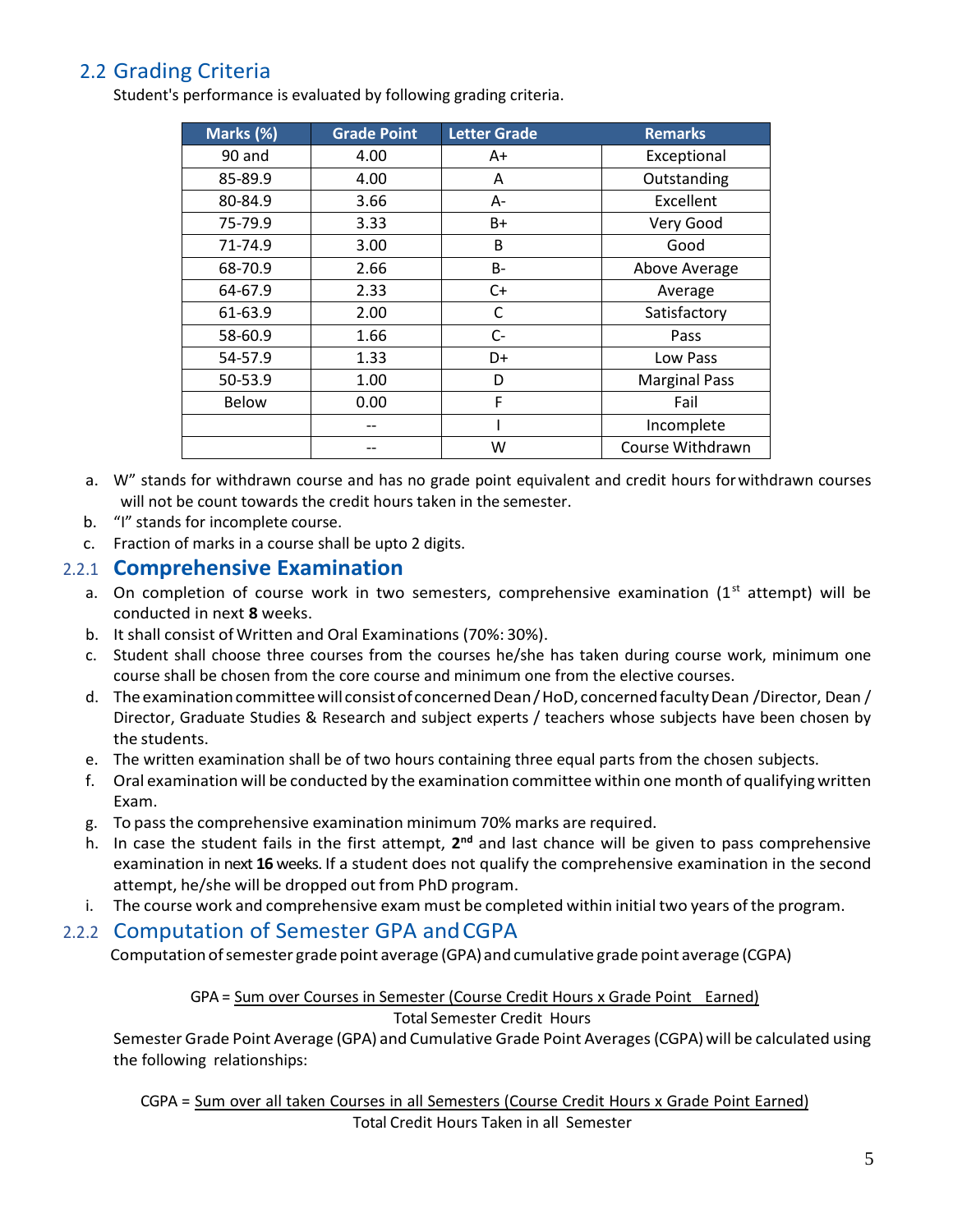## 2.2 Grading Criteria

Student's performance is evaluated by following grading criteria.

| Marks (%) | Grade Point | Letter Grade | Remarks |
|---|---|---|---|
| 90 and | 4.00 | A+ | Exceptional |
| 85-89.9 | 4.00 | A | Outstanding |
| 80-84.9 | 3.66 | A- | Excellent |
| 75-79.9 | 3.33 | B+ | Very Good |
| 71-74.9 | 3.00 | B | Good |
| 68-70.9 | 2.66 | B- | Above Average |
| 64-67.9 | 2.33 | C+ | Average |
| 61-63.9 | 2.00 | C | Satisfactory |
| 58-60.9 | 1.66 | C- | Pass |
| 54-57.9 | 1.33 | D+ | Low Pass |
| 50-53.9 | 1.00 | D | Marginal Pass |
| Below | 0.00 | F | Fail |
| | -- | I | Incomplete |
| | -- | W | Course Withdrawn |

a. W" stands for withdrawn course and has no grade point equivalent and credit hours for withdrawn courses will not be count towards the credit hours taken in the semester.
b. "I" stands for incomplete course.
c. Fraction of marks in a course shall be upto 2 digits.

### 2.2.1 Comprehensive Examination

a. On completion of course work in two semesters, comprehensive examination (1st attempt) will be conducted in next **8** weeks.
b. It shall consist of Written and Oral Examinations (70%: 30%).
c. Student shall choose three courses from the courses he/she has taken during course work, minimum one course shall be chosen from the core course and minimum one from the elective courses.
d. The examination committee will consist of concerned Dean / HoD, concerned faculty Dean /Director, Dean / Director, Graduate Studies & Research and subject experts / teachers whose subjects have been chosen by the students.
e. The written examination shall be of two hours containing three equal parts from the chosen subjects.
f. Oral examination will be conducted by the examination committee within one month of qualifying written Exam.
g. To pass the comprehensive examination minimum 70% marks are required.
h. In case the student fails in the first attempt, **2nd** and last chance will be given to pass comprehensive examination in next **16** weeks. If a student does not qualify the comprehensive examination in the second attempt, he/she will be dropped out from PhD program.
i. The course work and comprehensive exam must be completed within initial two years of the program.

### 2.2.2 Computation of Semester GPA and CGPA

Computation of semester grade point average (GPA) and cumulative grade point average (CGPA)

$$\text{GPA} = \frac{\text{Sum over Courses in Semester (Course Credit Hours x Grade Point Earned)}}{\text{Total Semester Credit Hours}}$$

Semester Grade Point Average (GPA) and Cumulative Grade Point Averages (CGPA) will be calculated using the following relationships:

$$\text{CGPA} = \frac{\text{Sum over all taken Courses in all Semesters (Course Credit Hours x Grade Point Earned)}}{\text{Total Credit Hours Taken in all Semester}}$$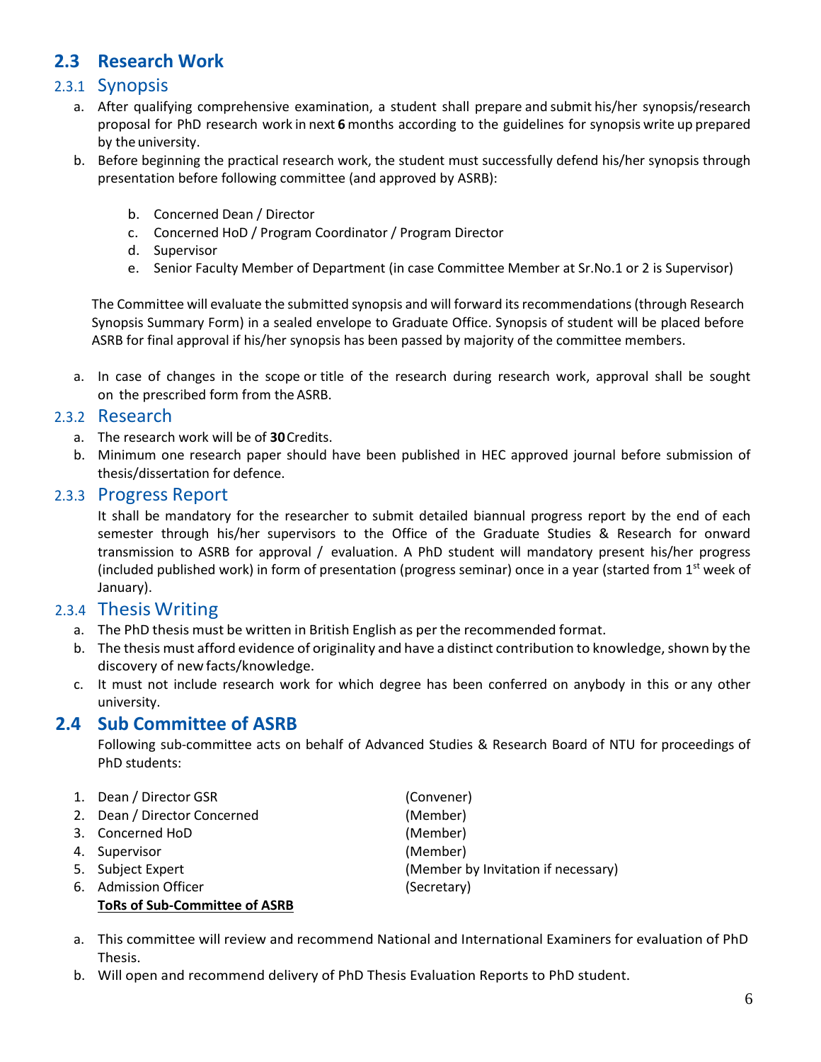## 2.3 Research Work

### 2.3.1 Synopsis

a. After qualifying comprehensive examination, a student shall prepare and submit his/her synopsis/research proposal for PhD research work in next **6** months according to the guidelines for synopsis write up prepared by the university.

b. Before beginning the practical research work, the student must successfully defend his/her synopsis through presentation before following committee (and approved by ASRB):

   b. Concerned Dean / Director
   c. Concerned HoD / Program Coordinator / Program Director
   d. Supervisor
   e. Senior Faculty Member of Department (in case Committee Member at Sr.No.1 or 2 is Supervisor)

The Committee will evaluate the submitted synopsis and will forward its recommendations (through Research Synopsis Summary Form) in a sealed envelope to Graduate Office. Synopsis of student will be placed before ASRB for final approval if his/her synopsis has been passed by majority of the committee members.

a. In case of changes in the scope or title of the research during research work, approval shall be sought on the prescribed form from the ASRB.

### 2.3.2 Research

a. The research work will be of **30** Credits.
b. Minimum one research paper should have been published in HEC approved journal before submission of thesis/dissertation for defence.

### 2.3.3 Progress Report

It shall be mandatory for the researcher to submit detailed biannual progress report by the end of each semester through his/her supervisors to the Office of the Graduate Studies & Research for onward transmission to ASRB for approval / evaluation. A PhD student will mandatory present his/her progress (included published work) in form of presentation (progress seminar) once in a year (started from 1st week of January).

### 2.3.4 Thesis Writing

a. The PhD thesis must be written in British English as per the recommended format.
b. The thesis must afford evidence of originality and have a distinct contribution to knowledge, shown by the discovery of new facts/knowledge.
c. It must not include research work for which degree has been conferred on anybody in this or any other university.

## 2.4 Sub Committee of ASRB

Following sub-committee acts on behalf of Advanced Studies & Research Board of NTU for proceedings of PhD students:

1. Dean / Director GSR (Convener)
2. Dean / Director Concerned (Member)
3. Concerned HoD (Member)
4. Supervisor (Member)
5. Subject Expert (Member by Invitation if necessary)
6. Admission Officer (Secretary)

**<u>ToRs of Sub-Committee of ASRB</u>**

a. This committee will review and recommend National and International Examiners for evaluation of PhD Thesis.
b. Will open and recommend delivery of PhD Thesis Evaluation Reports to PhD student.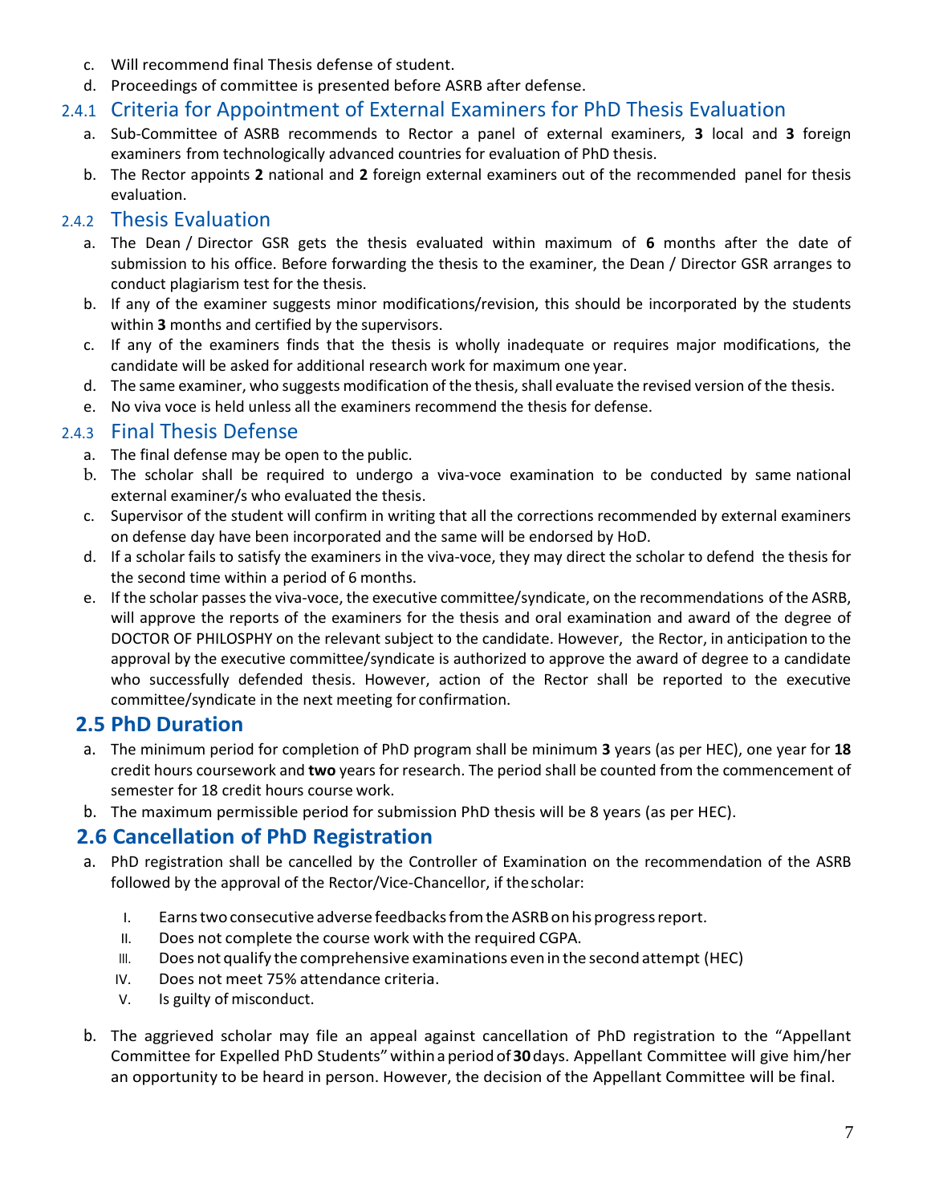c. Will recommend final Thesis defense of student.
d. Proceedings of committee is presented before ASRB after defense.

### 2.4.1 Criteria for Appointment of External Examiners for PhD Thesis Evaluation

a. Sub-Committee of ASRB recommends to Rector a panel of external examiners, **3** local and **3** foreign examiners from technologically advanced countries for evaluation of PhD thesis.
b. The Rector appoints **2** national and **2** foreign external examiners out of the recommended panel for thesis evaluation.

### 2.4.2 Thesis Evaluation

a. The Dean / Director GSR gets the thesis evaluated within maximum of **6** months after the date of submission to his office. Before forwarding the thesis to the examiner, the Dean / Director GSR arranges to conduct plagiarism test for the thesis.
b. If any of the examiner suggests minor modifications/revision, this should be incorporated by the students within **3** months and certified by the supervisors.
c. If any of the examiners finds that the thesis is wholly inadequate or requires major modifications, the candidate will be asked for additional research work for maximum one year.
d. The same examiner, who suggests modification of the thesis, shall evaluate the revised version of the thesis.
e. No viva voce is held unless all the examiners recommend the thesis for defense.

### 2.4.3 Final Thesis Defense

a. The final defense may be open to the public.
b. The scholar shall be required to undergo a viva-voce examination to be conducted by same national external examiner/s who evaluated the thesis.
c. Supervisor of the student will confirm in writing that all the corrections recommended by external examiners on defense day have been incorporated and the same will be endorsed by HoD.
d. If a scholar fails to satisfy the examiners in the viva-voce, they may direct the scholar to defend the thesis for the second time within a period of 6 months.
e. If the scholar passes the viva-voce, the executive committee/syndicate, on the recommendations of the ASRB, will approve the reports of the examiners for the thesis and oral examination and award of the degree of DOCTOR OF PHILOSPHY on the relevant subject to the candidate. However, the Rector, in anticipation to the approval by the executive committee/syndicate is authorized to approve the award of degree to a candidate who successfully defended thesis. However, action of the Rector shall be reported to the executive committee/syndicate in the next meeting for confirmation.

## 2.5 PhD Duration

a. The minimum period for completion of PhD program shall be minimum **3** years (as per HEC), one year for **18** credit hours coursework and **two** years for research. The period shall be counted from the commencement of semester for 18 credit hours course work.
b. The maximum permissible period for submission PhD thesis will be 8 years (as per HEC).

## 2.6 Cancellation of PhD Registration

a. PhD registration shall be cancelled by the Controller of Examination on the recommendation of the ASRB followed by the approval of the Rector/Vice-Chancellor, if the scholar:

   I. Earns two consecutive adverse feedbacks from the ASRB on his progress report.
   II. Does not complete the course work with the required CGPA.
   III. Does not qualify the comprehensive examinations even in the second attempt (HEC)
   IV. Does not meet 75% attendance criteria.
   V. Is guilty of misconduct.

b. The aggrieved scholar may file an appeal against cancellation of PhD registration to the "Appellant Committee for Expelled PhD Students" within a period of **30** days. Appellant Committee will give him/her an opportunity to be heard in person. However, the decision of the Appellant Committee will be final.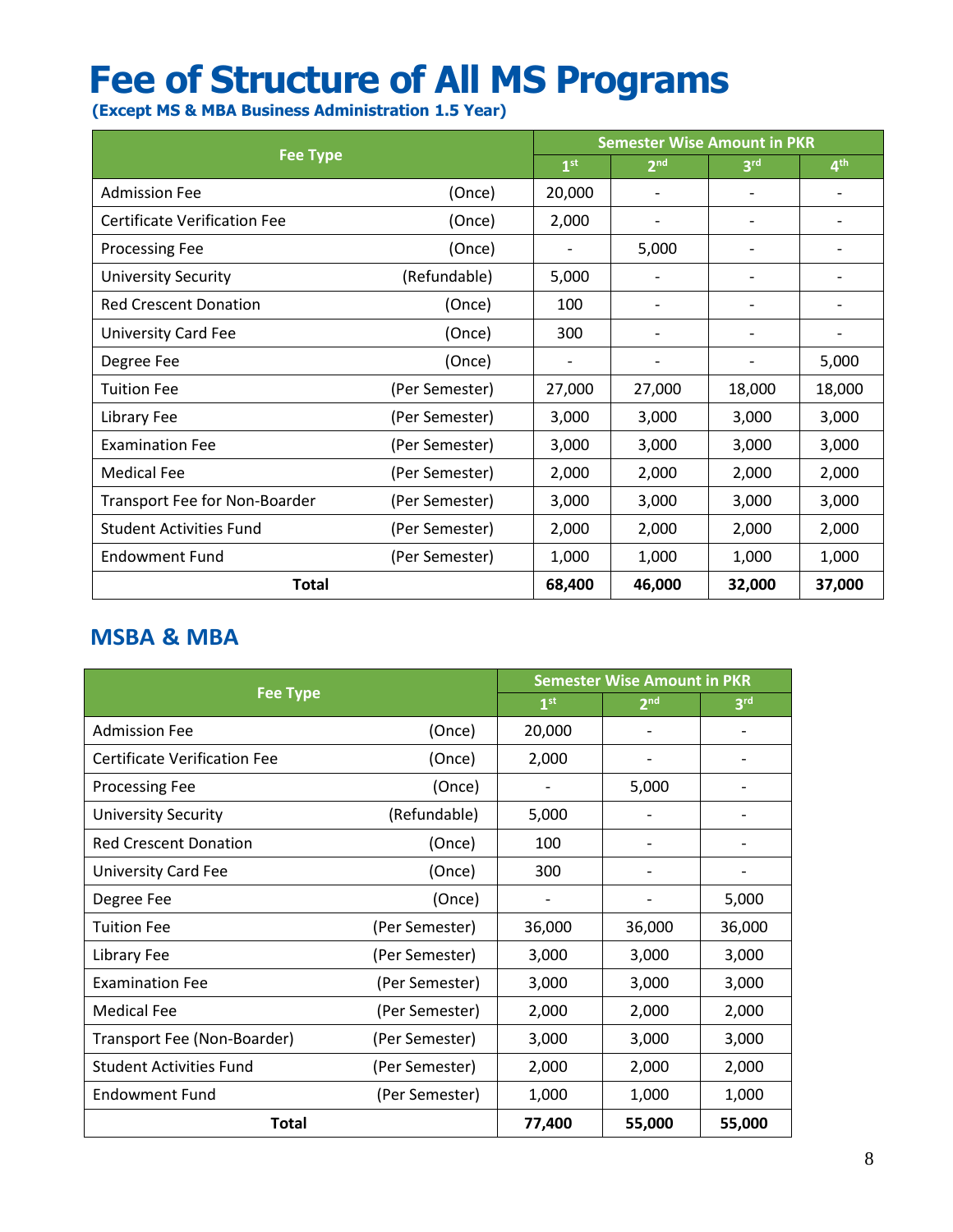# Fee of Structure of All MS Programs

**(Except MS & MBA Business Administration 1.5 Year)**

| Fee Type | | Semester Wise Amount in PKR | | | |
|---|---|---|---|---|---|
| | | 1st | 2nd | 3rd | 4th |
| Admission Fee | (Once) | 20,000 | - | - | - |
| Certificate Verification Fee | (Once) | 2,000 | - | - | - |
| Processing Fee | (Once) | - | 5,000 | - | - |
| University Security | (Refundable) | 5,000 | - | - | - |
| Red Crescent Donation | (Once) | 100 | - | - | - |
| University Card Fee | (Once) | 300 | - | - | - |
| Degree Fee | (Once) | - | - | - | 5,000 |
| Tuition Fee | (Per Semester) | 27,000 | 27,000 | 18,000 | 18,000 |
| Library Fee | (Per Semester) | 3,000 | 3,000 | 3,000 | 3,000 |
| Examination Fee | (Per Semester) | 3,000 | 3,000 | 3,000 | 3,000 |
| Medical Fee | (Per Semester) | 2,000 | 2,000 | 2,000 | 2,000 |
| Transport Fee for Non-Boarder | (Per Semester) | 3,000 | 3,000 | 3,000 | 3,000 |
| Student Activities Fund | (Per Semester) | 2,000 | 2,000 | 2,000 | 2,000 |
| Endowment Fund | (Per Semester) | 1,000 | 1,000 | 1,000 | 1,000 |
| **Total** | | **68,400** | **46,000** | **32,000** | **37,000** |

## MSBA & MBA

| Fee Type | | Semester Wise Amount in PKR | | |
|---|---|---|---|---|
| | | 1st | 2nd | 3rd |
| Admission Fee | (Once) | 20,000 | - | - |
| Certificate Verification Fee | (Once) | 2,000 | - | - |
| Processing Fee | (Once) | - | 5,000 | - |
| University Security | (Refundable) | 5,000 | - | - |
| Red Crescent Donation | (Once) | 100 | - | - |
| University Card Fee | (Once) | 300 | - | - |
| Degree Fee | (Once) | - | - | 5,000 |
| Tuition Fee | (Per Semester) | 36,000 | 36,000 | 36,000 |
| Library Fee | (Per Semester) | 3,000 | 3,000 | 3,000 |
| Examination Fee | (Per Semester) | 3,000 | 3,000 | 3,000 |
| Medical Fee | (Per Semester) | 2,000 | 2,000 | 2,000 |
| Transport Fee (Non-Boarder) | (Per Semester) | 3,000 | 3,000 | 3,000 |
| Student Activities Fund | (Per Semester) | 2,000 | 2,000 | 2,000 |
| Endowment Fund | (Per Semester) | 1,000 | 1,000 | 1,000 |
| **Total** | | **77,400** | **55,000** | **55,000** |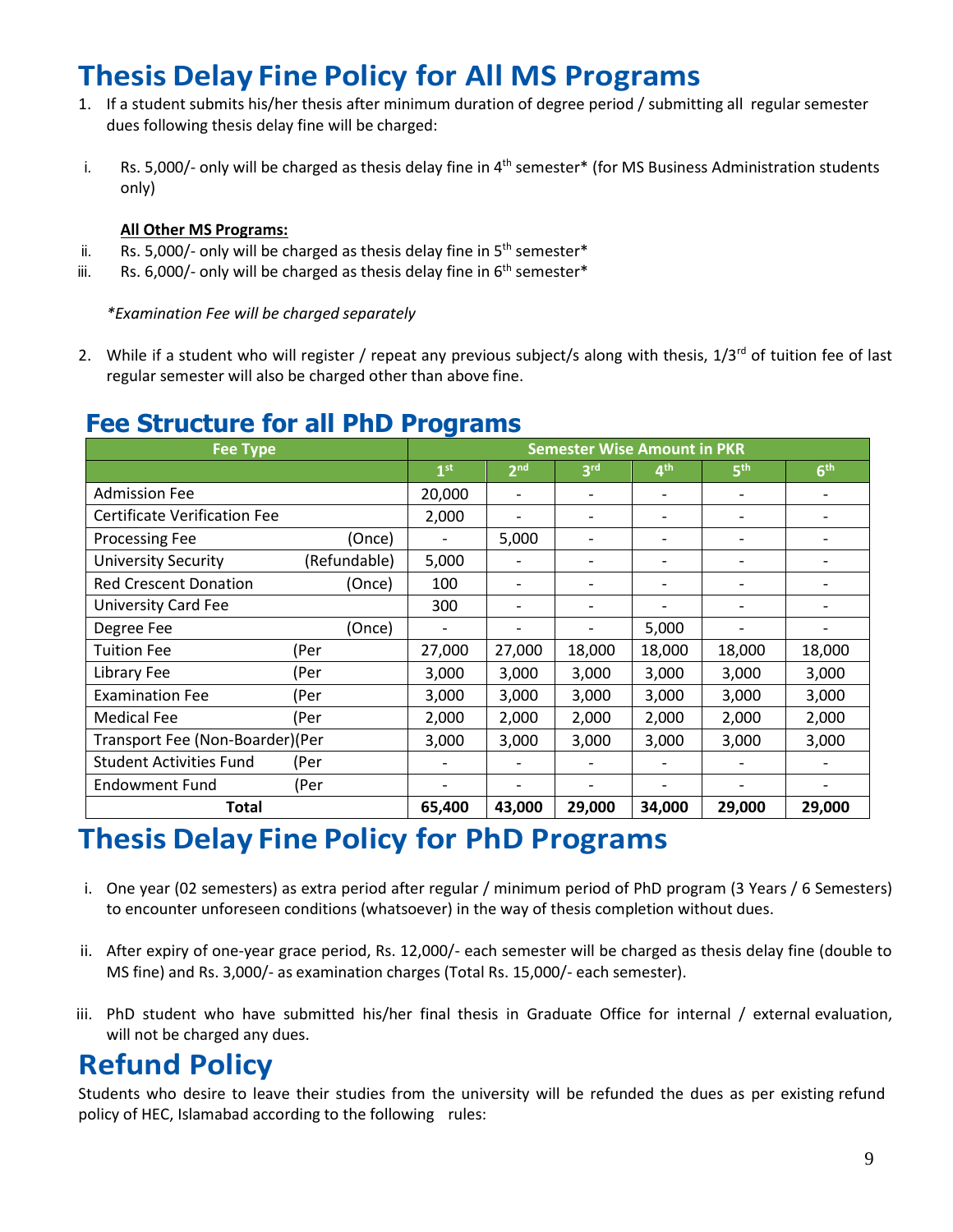# Thesis Delay Fine Policy for All MS Programs

1. If a student submits his/her thesis after minimum duration of degree period / submitting all regular semester dues following thesis delay fine will be charged:

i. Rs. 5,000/- only will be charged as thesis delay fine in 4th semester* (for MS Business Administration students only)

**All Other MS Programs:**

ii. Rs. 5,000/- only will be charged as thesis delay fine in 5th semester*

iii. Rs. 6,000/- only will be charged as thesis delay fine in 6th semester*

*\*Examination Fee will be charged separately*

2. While if a student who will register / repeat any previous subject/s along with thesis, 1/3rd of tuition fee of last regular semester will also be charged other than above fine.

## Fee Structure for all PhD Programs

| Fee Type | | Semester Wise Amount in PKR | | | | | |
|---|---|---|---|---|---|---|---|
| | | 1st | 2nd | 3rd | 4th | 5th | 6th |
| Admission Fee | | 20,000 | - | - | - | - | - |
| Certificate Verification Fee | | 2,000 | - | - | - | - | - |
| Processing Fee | (Once) | - | 5,000 | - | - | - | - |
| University Security | (Refundable) | 5,000 | - | - | - | - | - |
| Red Crescent Donation | (Once) | 100 | - | - | - | - | - |
| University Card Fee | | 300 | - | - | - | - | - |
| Degree Fee | (Once) | - | - | - | 5,000 | - | - |
| Tuition Fee | (Per | 27,000 | 27,000 | 18,000 | 18,000 | 18,000 | 18,000 |
| Library Fee | (Per | 3,000 | 3,000 | 3,000 | 3,000 | 3,000 | 3,000 |
| Examination Fee | (Per | 3,000 | 3,000 | 3,000 | 3,000 | 3,000 | 3,000 |
| Medical Fee | (Per | 2,000 | 2,000 | 2,000 | 2,000 | 2,000 | 2,000 |
| Transport Fee (Non-Boarder) | (Per | 3,000 | 3,000 | 3,000 | 3,000 | 3,000 | 3,000 |
| Student Activities Fund | (Per | - | - | - | - | - | - |
| Endowment Fund | (Per | - | - | - | - | - | - |
| **Total** | | **65,400** | **43,000** | **29,000** | **34,000** | **29,000** | **29,000** |

# Thesis Delay Fine Policy for PhD Programs

i. One year (02 semesters) as extra period after regular / minimum period of PhD program (3 Years / 6 Semesters) to encounter unforeseen conditions (whatsoever) in the way of thesis completion without dues.

ii. After expiry of one-year grace period, Rs. 12,000/- each semester will be charged as thesis delay fine (double to MS fine) and Rs. 3,000/- as examination charges (Total Rs. 15,000/- each semester).

iii. PhD student who have submitted his/her final thesis in Graduate Office for internal / external evaluation, will not be charged any dues.

# Refund Policy

Students who desire to leave their studies from the university will be refunded the dues as per existing refund policy of HEC, Islamabad according to the following rules: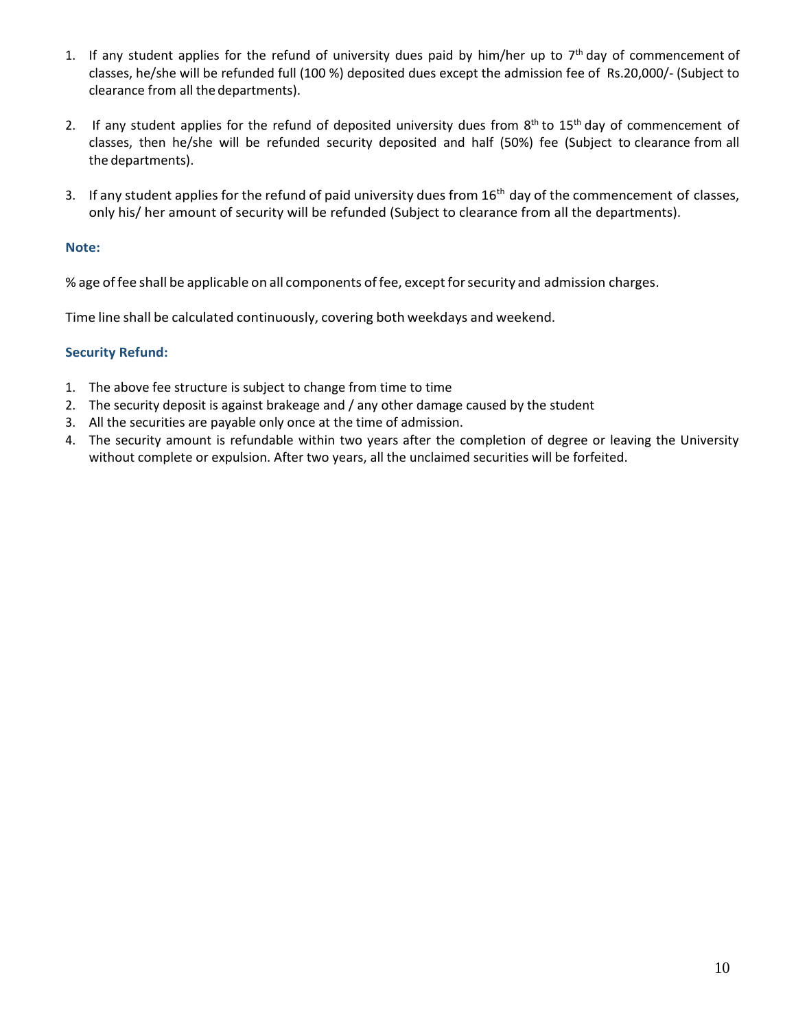1. If any student applies for the refund of university dues paid by him/her up to 7th day of commencement of classes, he/she will be refunded full (100 %) deposited dues except the admission fee of Rs.20,000/- (Subject to clearance from all the departments).

2. If any student applies for the refund of deposited university dues from 8th to 15th day of commencement of classes, then he/she will be refunded security deposited and half (50%) fee (Subject to clearance from all the departments).

3. If any student applies for the refund of paid university dues from 16th day of the commencement of classes, only his/ her amount of security will be refunded (Subject to clearance from all the departments).

**Note:**

% age of fee shall be applicable on all components of fee, except for security and admission charges.

Time line shall be calculated continuously, covering both weekdays and weekend.

**Security Refund:**

1. The above fee structure is subject to change from time to time
2. The security deposit is against brakeage and / any other damage caused by the student
3. All the securities are payable only once at the time of admission.
4. The security amount is refundable within two years after the completion of degree or leaving the University without complete or expulsion. After two years, all the unclaimed securities will be forfeited.